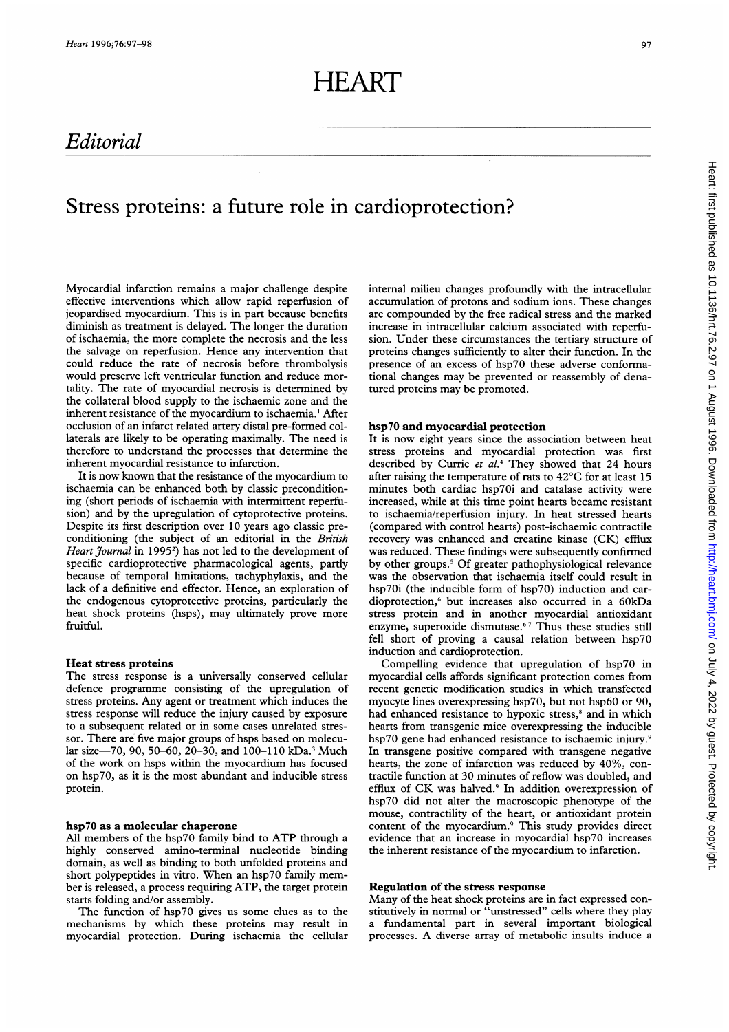# Editorial

## Stress proteins: a future role in cardioprotection?

Myocardial infarction remains a major challenge despite effective interventions which allow rapid reperfusion of jeopardised myocardium. This is in part because benefits diminish as treatment is delayed. The longer the duration of ischaemia, the more complete the necrosis and the less the salvage on reperfusion. Hence any intervention that could reduce the rate of necrosis before thrombolysis would preserve left ventricular function and reduce mortality. The rate of myocardial necrosis is determined by the collateral blood supply to the ischaemic zone and the inherent resistance of the myocardium to ischaemia.[1] After occlusion of an infarct related artery distal pre-formed collaterals are likely to be operating maximally. The need is therefore to understand the processes that determine the inherent myocardial resistance to infarction.

It is now known that the resistance of the myocardium to ischaemia can be enhanced both by classic preconditioning (short periods of ischaemia with intermittent reperfusion) and by the upregulation of cytoprotective proteins. Despite its first description over 10 years ago classic preconditioning (the subject of an editorial in the *British Heart Journal* in 1995[2]) has not led to the development of specific cardioprotective pharmacological agents, partly because of temporal limitations, tachyphylaxis, and the lack of a definitive end effector. Hence, an exploration of the endogenous cytoprotective proteins, particularly the heat shock proteins (hsps), may ultimately prove more fruitful.

### Heat stress proteins

The stress response is a universally conserved cellular defence programme consisting of the upregulation of stress proteins. Any agent or treatment which induces the stress response will reduce the injury caused by exposure to a subsequent related or in some cases unrelated stressor. There are five major groups of hsps based on molecular size—70, 90, 50–60, 20–30, and 100–110 kDa.[3] Much of the work on hsps within the myocardium has focused on hsp70, as it is the most abundant and inducible stress protein.

### hsp70 as a molecular chaperone

All members of the hsp70 family bind to ATP through a highly conserved amino-terminal nucleotide binding domain, as well as binding to both unfolded proteins and short polypeptides in vitro. When an hsp70 family member is released, a process requiring ATP, the target protein starts folding and/or assembly.

The function of hsp70 gives us some clues as to the mechanisms by which these proteins may result in myocardial protection. During ischaemia the cellular internal milieu changes profoundly with the intracellular accumulation of protons and sodium ions. These changes are compounded by the free radical stress and the marked increase in intracellular calcium associated with reperfusion. Under these circumstances the tertiary structure of proteins changes sufficiently to alter their function. In the presence of an excess of hsp70 these adverse conformational changes may be prevented or reassembly of denatured proteins may be promoted.

### hsp70 and myocardial protection

It is now eight years since the association between heat stress proteins and myocardial protection was first described by Currie *et al*.[4] They showed that 24 hours after raising the temperature of rats to 42°C for at least 15 minutes both cardiac hsp70i and catalase activity were increased, while at this time point hearts became resistant to ischaemia/reperfusion injury. In heat stressed hearts (compared with control hearts) post-ischaemic contractile recovery was enhanced and creatine kinase (CK) efflux was reduced. These findings were subsequently confirmed by other groups.[5] Of greater pathophysiological relevance was the observation that ischaemia itself could result in hsp70i (the inducible form of hsp70) induction and cardioprotection,[6] but increases also occurred in a 60kDa stress protein and in another myocardial antioxidant enzyme, superoxide dismutase.[6,7] Thus these studies still fell short of proving a causal relation between hsp70 induction and cardioprotection.

Compelling evidence that upregulation of hsp70 in myocardial cells affords significant protection comes from recent genetic modification studies in which transfected myocyte lines overexpressing hsp70, but not hsp60 or 90, had enhanced resistance to hypoxic stress,[8] and in which hearts from transgenic mice overexpressing the inducible hsp70 gene had enhanced resistance to ischaemic injury.[9] In transgene positive compared with transgene negative hearts, the zone of infarction was reduced by 40%, contractile function at 30 minutes of reflow was doubled, and efflux of CK was halved.[9] In addition overexpression of hsp70 did not alter the macroscopic phenotype of the mouse, contractility of the heart, or antioxidant protein content of the myocardium.[9] This study provides direct evidence that an increase in myocardial hsp70 increases the inherent resistance of the myocardium to infarction.

### Regulation of the stress response

Many of the heat shock proteins are in fact expressed constitutively in normal or "unstressed" cells where they play a fundamental part in several important biological processes. A diverse array of metabolic insults induce a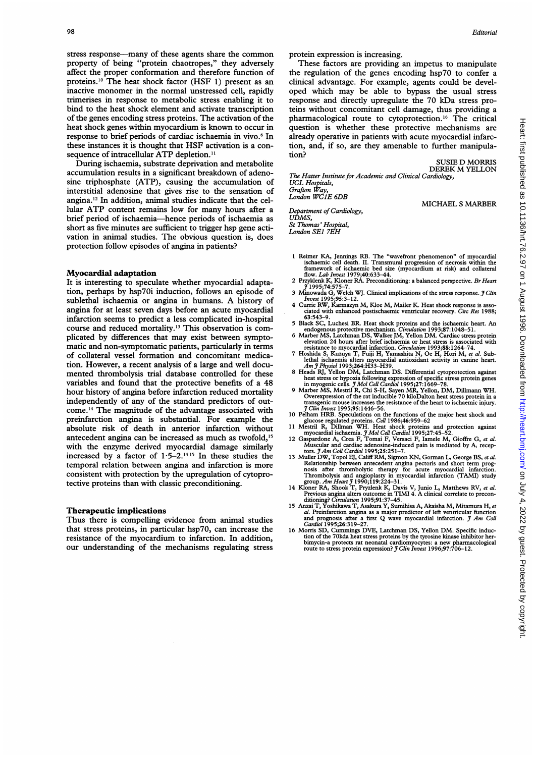stress response—many of these agents share the common property of being "protein chaotropes," they adversely affect the proper conformation and therefore function of proteins.[10] The heat shock factor (HSF 1) present as an inactive monomer in the normal unstressed cell, rapidly trimerises in response to metabolic stress enabling it to bind to the heat shock element and activate transcription of the genes encoding stress proteins. The activation of the heat shock genes within myocardium is known to occur in response to brief periods of cardiac ischaemia in vivo.[6] In these instances it is thought that HSF activation is a consequence of intracellular ATP depletion.[11]

During ischaemia, substrate deprivation and metabolite accumulation results in a significant breakdown of adenosine triphosphate (ATP), causing the accumulation of interstitial adenosine that gives rise to the sensation of angina.[12] In addition, animal studies indicate that the cellular ATP content remains low for many hours after a brief period of ischaemia—hence periods of ischaemia as short as five minutes are sufficient to trigger hsp gene activation in animal studies. The obvious question is, does protection follow episodes of angina in patients?

## Myocardial adaptation

It is interesting to speculate whether myocardial adaptation, perhaps by hsp70i induction, follows an episode of sublethal ischaemia or angina in humans. A history of angina for at least seven days before an acute myocardial infarction seems to predict a less complicated in-hospital course and reduced mortality.[13] This observation is complicated by differences that may exist between symptomatic and non-symptomatic patients, particularly in terms of collateral vessel formation and concomitant medication. However, a recent analysis of a large and well documented thrombolysis trial database controlled for these variables and found that the protective benefits of a 48 hour history of angina before infarction reduced mortality independently of any of the standard predictors of outcome.[14] The magnitude of the advantage associated with preinfarction angina is substantial. For example the absolute risk of death in anterior infarction without antecedent angina can be increased as much as twofold,[15] with the enzyme derived myocardial damage similarly increased by a factor of 1·5–2.[14,15] In these studies the temporal relation between angina and infarction is more consistent with protection by the upregulation of cytoprotective proteins than with classic preconditioning.

## Therapeutic implications

Thus there is compelling evidence from animal studies that stress proteins, in particular hsp70, can increase the resistance of the myocardium to infarction. In addition, our understanding of the mechanisms regulating stress protein expression is increasing.

These factors are providing an impetus to manipulate the regulation of the genes encoding hsp70 to confer a clinical advantage. For example, agents could be developed which may be able to bypass the usual stress response and directly upregulate the 70 kDa stress proteins without concomitant cell damage, thus providing a pharmacological route to cytoprotection.[16] The critical question is whether these protective mechanisms are already operative in patients with acute myocardial infarction, and, if so, are they amenable to further manipulation?

SUSIE D MORRIS
DEREK M YELLON

*The Hatter Institute for Academic and Clinical Cardiology,*
*UCL Hospitals,*
*Grafton Way,*
*London WC1E 6DB*

MICHAEL S MARBER

*Department of Cardiology,*
*UDMS,*
*St Thomas' Hospital,*
*London SE1 7EH*

1 Reimer KA, Jennings RB. The "wavefront phenomenon" of myocardial ischaemic cell death. II. Transmural progression of necrosis within the framework of ischaemic bed size (myocardium at risk) and collateral flow. *Lab Invest* 1979;**40**:633–44.
2 Przyklenk K, Kloner RA. Preconditioning: a balanced perspective. *Br Heart J* 1995;**74**:575–7.
3 Minowada G, Welch WJ. Clinical implications of the stress response. *J Clin Invest* 1995;**95**:3–12.
4 Currie RW, Karmazyn M, Kloe M, Mailer K. Heat shock response is associated with enhanced postischaemic ventricular recovery. *Circ Res* 1988; **63**:543–9.
5 Black SC, Luchesi BR. Heat shock proteins and the ischaemic heart. An endogenous protective mechanism. *Circulation* 1993;**87**:1048–51.
6 Marber MS, Latchman DS, Walker JM, Yellon DM. Cardiac stress protein elevation 24 hours after brief ischaemia or heat stress is associated with resistance to myocardial infarction. *Circulation* 1993;**88**:1264–74.
7 Hoshida S, Kuzuya T, Fuiji H, Yamashita N, Oe H, Hori M, *et al.* Sublethal ischaemia alters myocardial antioxidant activity in canine heart. *Am J Physiol* 1993;**264**:H33–H39.
8 Heads RJ, Yellon DM, Latchman DS. Differential cytoprotection against heat stress or hypoxia following expression of specific stress protein genes in myogenic cells. *J Mol Cell Cardiol* 1995;**27**:1669–78.
9 Marber MS, Mestril R, Chi S-H, Sayen MR, Yellon, DM, Dillmann WH. Overexpression of the rat inducible 70 kiloDalton heat stress protein in a transgenic mouse increases the resistance of the heart to ischaemic injury. *J Clin Invest* 1995;**95**:1446–56.
10 Pelham HRB. Speculations on the functions of the major heat shock and glucose regulated proteins. *Cell* 1986;**46**:959–62
11 Mestril R, Dillman WH. Heat shock proteins and protection against myocardial ischaemia. *J Mol Cell Cardiol* 1995;**27**:45–52.
12 Gaspardone A, Crea F, Tomai F, Versaci F, Iamele M, Gioffre G, *et al.* Muscular and cardiac adenosine-induced pain is mediated by A₁ receptors. *J Am Coll Cardiol* 1995;**25**:251–7.
13 Muller DW, Topol EJ, Califf RM, Sigmon KN, Gorman L, George BS, *et al.* Relationship between antecedent angina pectoris and short term prognosis after thrombolytic therapy for acute myocardial infarction. Thrombolysis and angioplasty in myocardial infarction (TAMI) study group. *Am Heart J* 1990;**119**:224–31.
14 Kloner RA, Shook T, Pryzlenk K, Davis V, Junio L, Matthews RV, *et al.* Previous angina alters outcome in TIMI 4. A clinical correlate to preconditioning? *Circulation* 1995;**91**:37–45.
15 Anzai T, Yoshikawa T, Asakura Y, Sumihisa A, Akaisha M, Mitamura H, *et al.* Preinfarction angina as a major predictor of left ventricular function and prognosis after a first Q wave myocardial infarction. *J Am Coll Cardiol* 1995;**26**:319–27.
16 Morris SD, Cummings DVE, Latchman DS, Yellon DM. Specific induction of the 70kda heat stress proteins by the tyrosine kinase inhibitor herbimycin-a protects rat neonatal cardiomyocytes: a new pharmacological route to stress protein expression? *J Clin Invest* 1996;**97**:706–12.